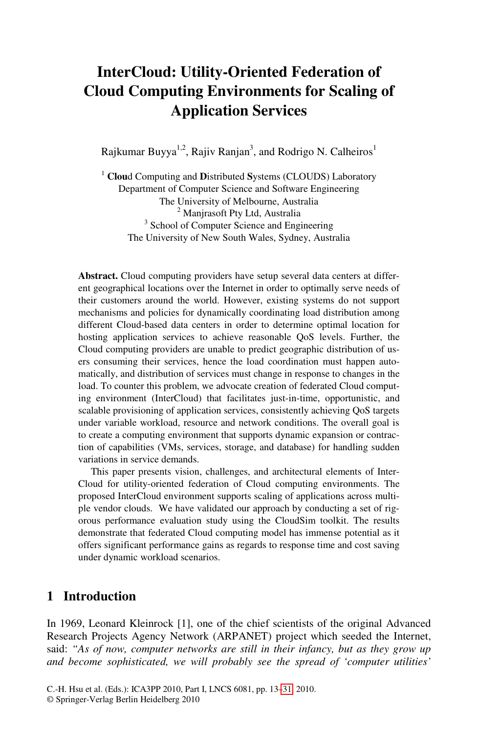# InterCloud: Utility-Oriented Federation of Cloud Computing Environments for Scaling of Application Services

Rajkumar Buyya[1,2], Rajiv Ranjan[3], and Rodrigo N. Calheiros[1]

[1] **Clou**d Computing and **D**istributed **S**ystems (CLOUDS) Laboratory
Department of Computer Science and Software Engineering
The University of Melbourne, Australia
[2] Manjrasoft Pty Ltd, Australia
[3] School of Computer Science and Engineering
The University of New South Wales, Sydney, Australia

**Abstract.** Cloud computing providers have setup several data centers at different geographical locations over the Internet in order to optimally serve needs of their customers around the world. However, existing systems do not support mechanisms and policies for dynamically coordinating load distribution among different Cloud-based data centers in order to determine optimal location for hosting application services to achieve reasonable QoS levels. Further, the Cloud computing providers are unable to predict geographic distribution of users consuming their services, hence the load coordination must happen automatically, and distribution of services must change in response to changes in the load. To counter this problem, we advocate creation of federated Cloud computing environment (InterCloud) that facilitates just-in-time, opportunistic, and scalable provisioning of application services, consistently achieving QoS targets under variable workload, resource and network conditions. The overall goal is to create a computing environment that supports dynamic expansion or contraction of capabilities (VMs, services, storage, and database) for handling sudden variations in service demands.

This paper presents vision, challenges, and architectural elements of InterCloud for utility-oriented federation of Cloud computing environments. The proposed InterCloud environment supports scaling of applications across multiple vendor clouds. We have validated our approach by conducting a set of rigorous performance evaluation study using the CloudSim toolkit. The results demonstrate that federated Cloud computing model has immense potential as it offers significant performance gains as regards to response time and cost saving under dynamic workload scenarios.

## 1 Introduction

In 1969, Leonard Kleinrock [1], one of the chief scientists of the original Advanced Research Projects Agency Network (ARPANET) project which seeded the Internet, said: *"As of now, computer networks are still in their infancy, but as they grow up and become sophisticated, we will probably see the spread of 'computer utilities'*

C.-H. Hsu et al. (Eds.): ICA3PP 2010, Part I, LNCS 6081, pp. 13–31, 2010.
© Springer-Verlag Berlin Heidelberg 2010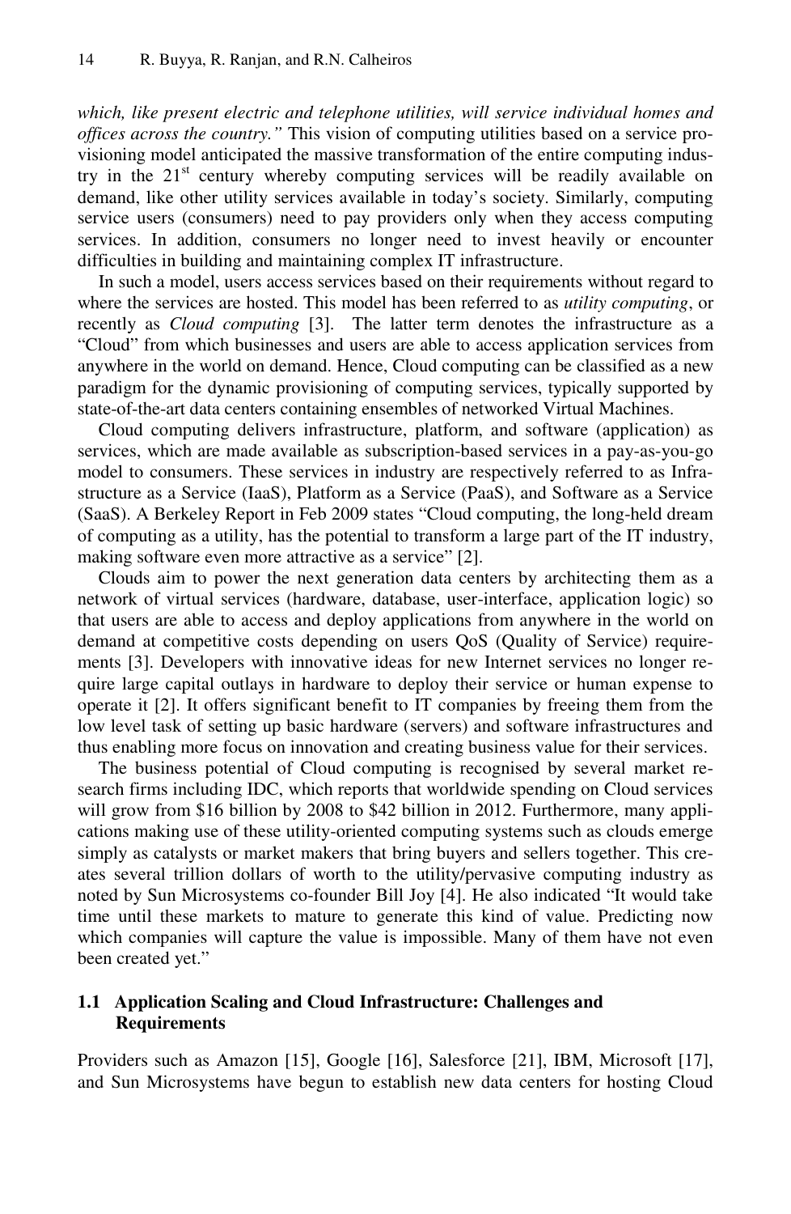*which, like present electric and telephone utilities, will service individual homes and offices across the country."* This vision of computing utilities based on a service provisioning model anticipated the massive transformation of the entire computing industry in the 21st century whereby computing services will be readily available on demand, like other utility services available in today's society. Similarly, computing service users (consumers) need to pay providers only when they access computing services. In addition, consumers no longer need to invest heavily or encounter difficulties in building and maintaining complex IT infrastructure.

In such a model, users access services based on their requirements without regard to where the services are hosted. This model has been referred to as *utility computing*, or recently as *Cloud computing* [3]. The latter term denotes the infrastructure as a "Cloud" from which businesses and users are able to access application services from anywhere in the world on demand. Hence, Cloud computing can be classified as a new paradigm for the dynamic provisioning of computing services, typically supported by state-of-the-art data centers containing ensembles of networked Virtual Machines.

Cloud computing delivers infrastructure, platform, and software (application) as services, which are made available as subscription-based services in a pay-as-you-go model to consumers. These services in industry are respectively referred to as Infrastructure as a Service (IaaS), Platform as a Service (PaaS), and Software as a Service (SaaS). A Berkeley Report in Feb 2009 states "Cloud computing, the long-held dream of computing as a utility, has the potential to transform a large part of the IT industry, making software even more attractive as a service" [2].

Clouds aim to power the next generation data centers by architecting them as a network of virtual services (hardware, database, user-interface, application logic) so that users are able to access and deploy applications from anywhere in the world on demand at competitive costs depending on users QoS (Quality of Service) requirements [3]. Developers with innovative ideas for new Internet services no longer require large capital outlays in hardware to deploy their service or human expense to operate it [2]. It offers significant benefit to IT companies by freeing them from the low level task of setting up basic hardware (servers) and software infrastructures and thus enabling more focus on innovation and creating business value for their services.

The business potential of Cloud computing is recognised by several market research firms including IDC, which reports that worldwide spending on Cloud services will grow from $16 billion by 2008 to $42 billion in 2012. Furthermore, many applications making use of these utility-oriented computing systems such as clouds emerge simply as catalysts or market makers that bring buyers and sellers together. This creates several trillion dollars of worth to the utility/pervasive computing industry as noted by Sun Microsystems co-founder Bill Joy [4]. He also indicated "It would take time until these markets to mature to generate this kind of value. Predicting now which companies will capture the value is impossible. Many of them have not even been created yet."

### 1.1 Application Scaling and Cloud Infrastructure: Challenges and Requirements

Providers such as Amazon [15], Google [16], Salesforce [21], IBM, Microsoft [17], and Sun Microsystems have begun to establish new data centers for hosting Cloud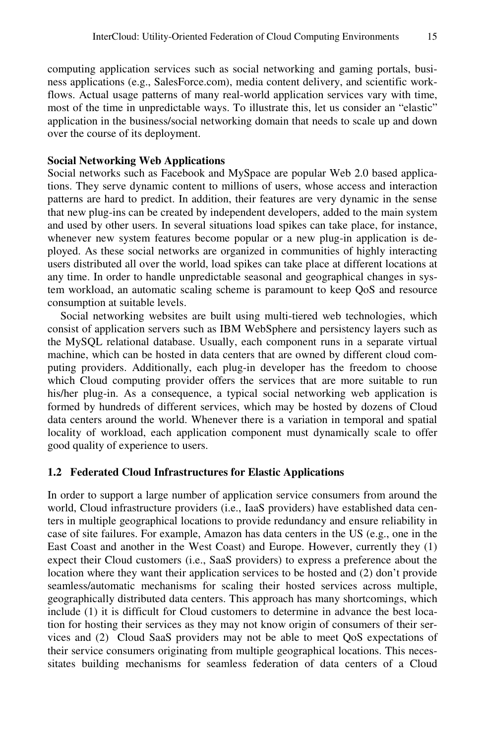computing application services such as social networking and gaming portals, business applications (e.g., SalesForce.com), media content delivery, and scientific workflows. Actual usage patterns of many real-world application services vary with time, most of the time in unpredictable ways. To illustrate this, let us consider an "elastic" application in the business/social networking domain that needs to scale up and down over the course of its deployment.

**Social Networking Web Applications**

Social networks such as Facebook and MySpace are popular Web 2.0 based applications. They serve dynamic content to millions of users, whose access and interaction patterns are hard to predict. In addition, their features are very dynamic in the sense that new plug-ins can be created by independent developers, added to the main system and used by other users. In several situations load spikes can take place, for instance, whenever new system features become popular or a new plug-in application is deployed. As these social networks are organized in communities of highly interacting users distributed all over the world, load spikes can take place at different locations at any time. In order to handle unpredictable seasonal and geographical changes in system workload, an automatic scaling scheme is paramount to keep QoS and resource consumption at suitable levels.

Social networking websites are built using multi-tiered web technologies, which consist of application servers such as IBM WebSphere and persistency layers such as the MySQL relational database. Usually, each component runs in a separate virtual machine, which can be hosted in data centers that are owned by different cloud computing providers. Additionally, each plug-in developer has the freedom to choose which Cloud computing provider offers the services that are more suitable to run his/her plug-in. As a consequence, a typical social networking web application is formed by hundreds of different services, which may be hosted by dozens of Cloud data centers around the world. Whenever there is a variation in temporal and spatial locality of workload, each application component must dynamically scale to offer good quality of experience to users.

### 1.2 Federated Cloud Infrastructures for Elastic Applications

In order to support a large number of application service consumers from around the world, Cloud infrastructure providers (i.e., IaaS providers) have established data centers in multiple geographical locations to provide redundancy and ensure reliability in case of site failures. For example, Amazon has data centers in the US (e.g., one in the East Coast and another in the West Coast) and Europe. However, currently they (1) expect their Cloud customers (i.e., SaaS providers) to express a preference about the location where they want their application services to be hosted and (2) don't provide seamless/automatic mechanisms for scaling their hosted services across multiple, geographically distributed data centers. This approach has many shortcomings, which include (1) it is difficult for Cloud customers to determine in advance the best location for hosting their services as they may not know origin of consumers of their services and (2) Cloud SaaS providers may not be able to meet QoS expectations of their service consumers originating from multiple geographical locations. This necessitates building mechanisms for seamless federation of data centers of a Cloud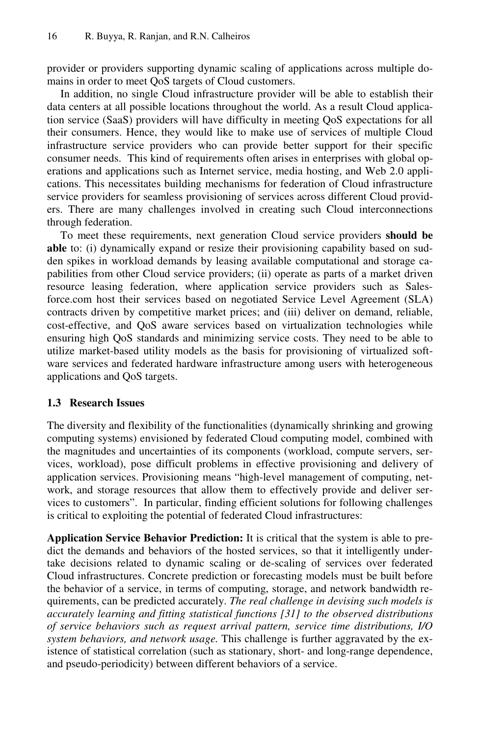provider or providers supporting dynamic scaling of applications across multiple domains in order to meet QoS targets of Cloud customers.

In addition, no single Cloud infrastructure provider will be able to establish their data centers at all possible locations throughout the world. As a result Cloud application service (SaaS) providers will have difficulty in meeting QoS expectations for all their consumers. Hence, they would like to make use of services of multiple Cloud infrastructure service providers who can provide better support for their specific consumer needs. This kind of requirements often arises in enterprises with global operations and applications such as Internet service, media hosting, and Web 2.0 applications. This necessitates building mechanisms for federation of Cloud infrastructure service providers for seamless provisioning of services across different Cloud providers. There are many challenges involved in creating such Cloud interconnections through federation.

To meet these requirements, next generation Cloud service providers **should be able** to: (i) dynamically expand or resize their provisioning capability based on sudden spikes in workload demands by leasing available computational and storage capabilities from other Cloud service providers; (ii) operate as parts of a market driven resource leasing federation, where application service providers such as Salesforce.com host their services based on negotiated Service Level Agreement (SLA) contracts driven by competitive market prices; and (iii) deliver on demand, reliable, cost-effective, and QoS aware services based on virtualization technologies while ensuring high QoS standards and minimizing service costs. They need to be able to utilize market-based utility models as the basis for provisioning of virtualized software services and federated hardware infrastructure among users with heterogeneous applications and QoS targets.

### 1.3 Research Issues

The diversity and flexibility of the functionalities (dynamically shrinking and growing computing systems) envisioned by federated Cloud computing model, combined with the magnitudes and uncertainties of its components (workload, compute servers, services, workload), pose difficult problems in effective provisioning and delivery of application services. Provisioning means "high-level management of computing, network, and storage resources that allow them to effectively provide and deliver services to customers". In particular, finding efficient solutions for following challenges is critical to exploiting the potential of federated Cloud infrastructures:

**Application Service Behavior Prediction:** It is critical that the system is able to predict the demands and behaviors of the hosted services, so that it intelligently undertake decisions related to dynamic scaling or de-scaling of services over federated Cloud infrastructures. Concrete prediction or forecasting models must be built before the behavior of a service, in terms of computing, storage, and network bandwidth requirements, can be predicted accurately. *The real challenge in devising such models is accurately learning and fitting statistical functions [31] to the observed distributions of service behaviors such as request arrival pattern, service time distributions, I/O system behaviors, and network usage.* This challenge is further aggravated by the existence of statistical correlation (such as stationary, short- and long-range dependence, and pseudo-periodicity) between different behaviors of a service.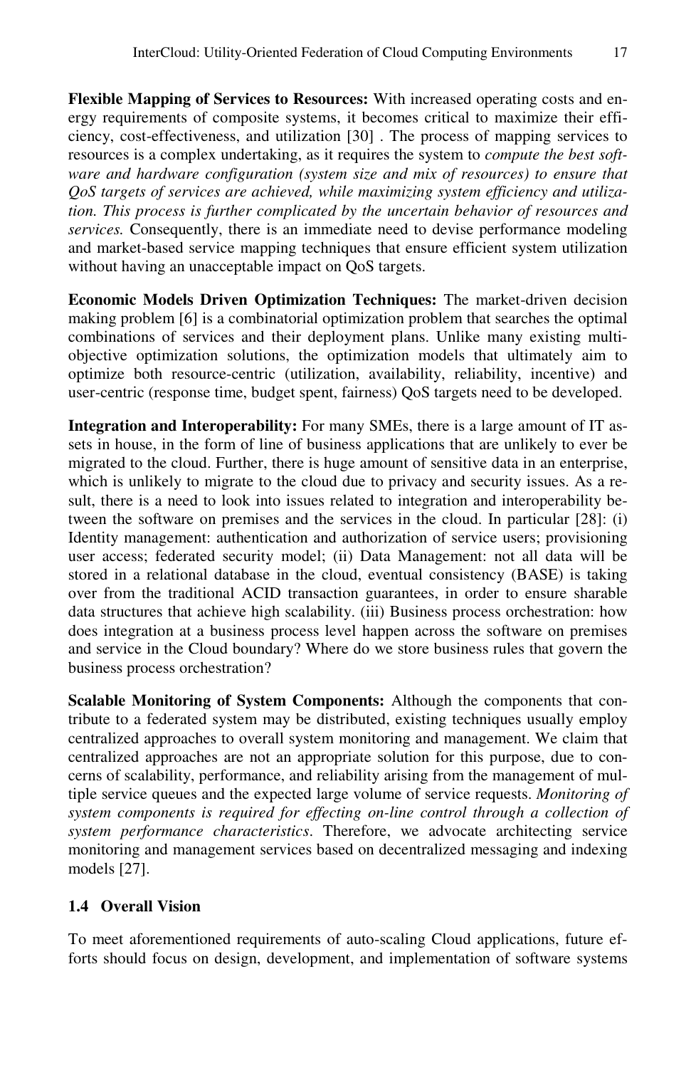**Flexible Mapping of Services to Resources:** With increased operating costs and energy requirements of composite systems, it becomes critical to maximize their efficiency, cost-effectiveness, and utilization [30] . The process of mapping services to resources is a complex undertaking, as it requires the system to *compute the best software and hardware configuration (system size and mix of resources) to ensure that QoS targets of services are achieved, while maximizing system efficiency and utilization. This process is further complicated by the uncertain behavior of resources and services.* Consequently, there is an immediate need to devise performance modeling and market-based service mapping techniques that ensure efficient system utilization without having an unacceptable impact on QoS targets.

**Economic Models Driven Optimization Techniques:** The market-driven decision making problem [6] is a combinatorial optimization problem that searches the optimal combinations of services and their deployment plans. Unlike many existing multi-objective optimization solutions, the optimization models that ultimately aim to optimize both resource-centric (utilization, availability, reliability, incentive) and user-centric (response time, budget spent, fairness) QoS targets need to be developed.

**Integration and Interoperability:** For many SMEs, there is a large amount of IT assets in house, in the form of line of business applications that are unlikely to ever be migrated to the cloud. Further, there is huge amount of sensitive data in an enterprise, which is unlikely to migrate to the cloud due to privacy and security issues. As a result, there is a need to look into issues related to integration and interoperability between the software on premises and the services in the cloud. In particular [28]: (i) Identity management: authentication and authorization of service users; provisioning user access; federated security model; (ii) Data Management: not all data will be stored in a relational database in the cloud, eventual consistency (BASE) is taking over from the traditional ACID transaction guarantees, in order to ensure sharable data structures that achieve high scalability. (iii) Business process orchestration: how does integration at a business process level happen across the software on premises and service in the Cloud boundary? Where do we store business rules that govern the business process orchestration?

**Scalable Monitoring of System Components:** Although the components that contribute to a federated system may be distributed, existing techniques usually employ centralized approaches to overall system monitoring and management. We claim that centralized approaches are not an appropriate solution for this purpose, due to concerns of scalability, performance, and reliability arising from the management of multiple service queues and the expected large volume of service requests. *Monitoring of system components is required for effecting on-line control through a collection of system performance characteristics*. Therefore, we advocate architecting service monitoring and management services based on decentralized messaging and indexing models [27].

### 1.4 Overall Vision

To meet aforementioned requirements of auto-scaling Cloud applications, future efforts should focus on design, development, and implementation of software systems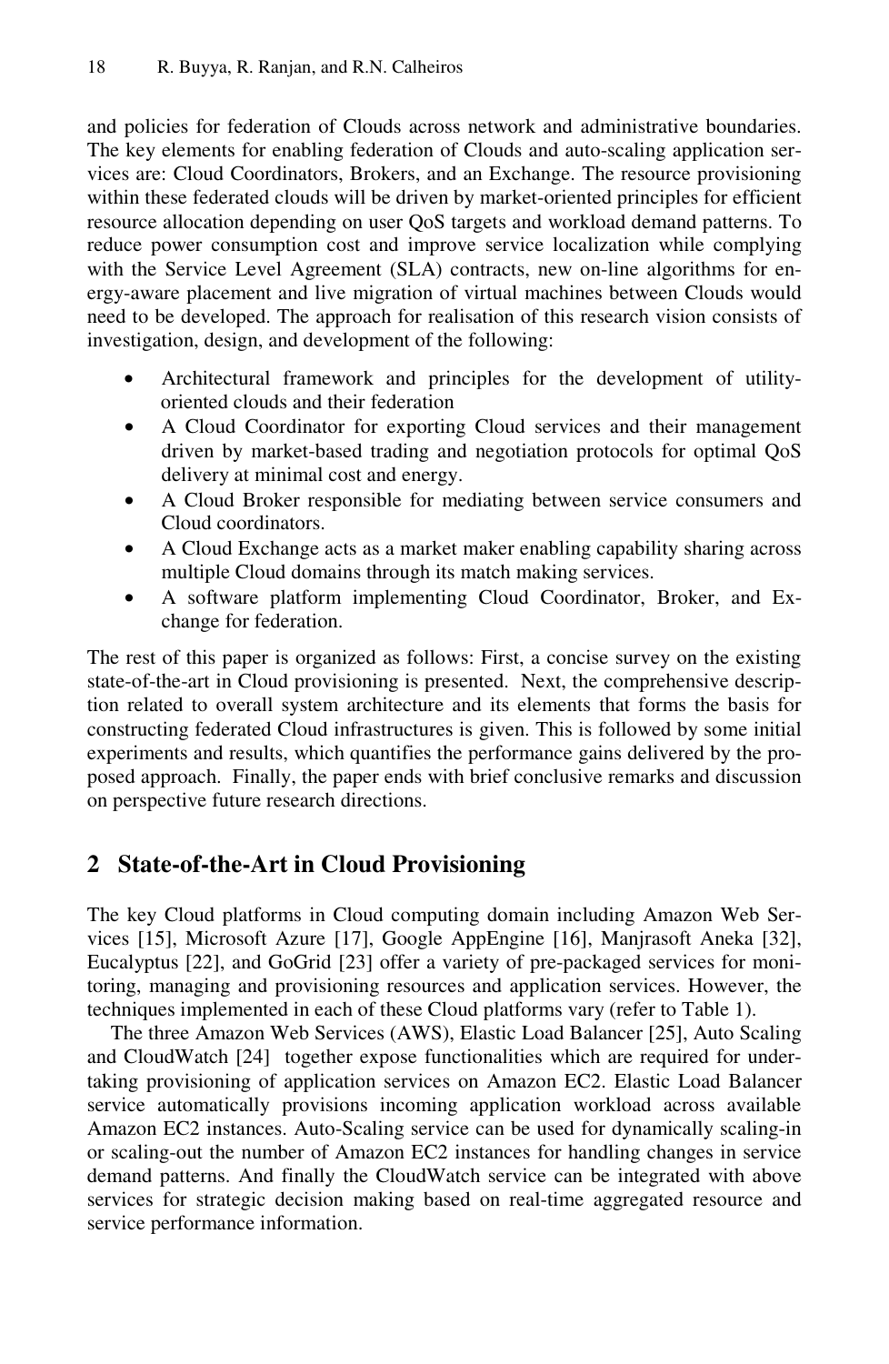and policies for federation of Clouds across network and administrative boundaries. The key elements for enabling federation of Clouds and auto-scaling application services are: Cloud Coordinators, Brokers, and an Exchange. The resource provisioning within these federated clouds will be driven by market-oriented principles for efficient resource allocation depending on user QoS targets and workload demand patterns. To reduce power consumption cost and improve service localization while complying with the Service Level Agreement (SLA) contracts, new on-line algorithms for energy-aware placement and live migration of virtual machines between Clouds would need to be developed. The approach for realisation of this research vision consists of investigation, design, and development of the following:

- Architectural framework and principles for the development of utility-oriented clouds and their federation
- A Cloud Coordinator for exporting Cloud services and their management driven by market-based trading and negotiation protocols for optimal QoS delivery at minimal cost and energy.
- A Cloud Broker responsible for mediating between service consumers and Cloud coordinators.
- A Cloud Exchange acts as a market maker enabling capability sharing across multiple Cloud domains through its match making services.
- A software platform implementing Cloud Coordinator, Broker, and Exchange for federation.

The rest of this paper is organized as follows: First, a concise survey on the existing state-of-the-art in Cloud provisioning is presented. Next, the comprehensive description related to overall system architecture and its elements that forms the basis for constructing federated Cloud infrastructures is given. This is followed by some initial experiments and results, which quantifies the performance gains delivered by the proposed approach. Finally, the paper ends with brief conclusive remarks and discussion on perspective future research directions.

## 2 State-of-the-Art in Cloud Provisioning

The key Cloud platforms in Cloud computing domain including Amazon Web Services [15], Microsoft Azure [17], Google AppEngine [16], Manjrasoft Aneka [32], Eucalyptus [22], and GoGrid [23] offer a variety of pre-packaged services for monitoring, managing and provisioning resources and application services. However, the techniques implemented in each of these Cloud platforms vary (refer to Table 1).

The three Amazon Web Services (AWS), Elastic Load Balancer [25], Auto Scaling and CloudWatch [24] together expose functionalities which are required for undertaking provisioning of application services on Amazon EC2. Elastic Load Balancer service automatically provisions incoming application workload across available Amazon EC2 instances. Auto-Scaling service can be used for dynamically scaling-in or scaling-out the number of Amazon EC2 instances for handling changes in service demand patterns. And finally the CloudWatch service can be integrated with above services for strategic decision making based on real-time aggregated resource and service performance information.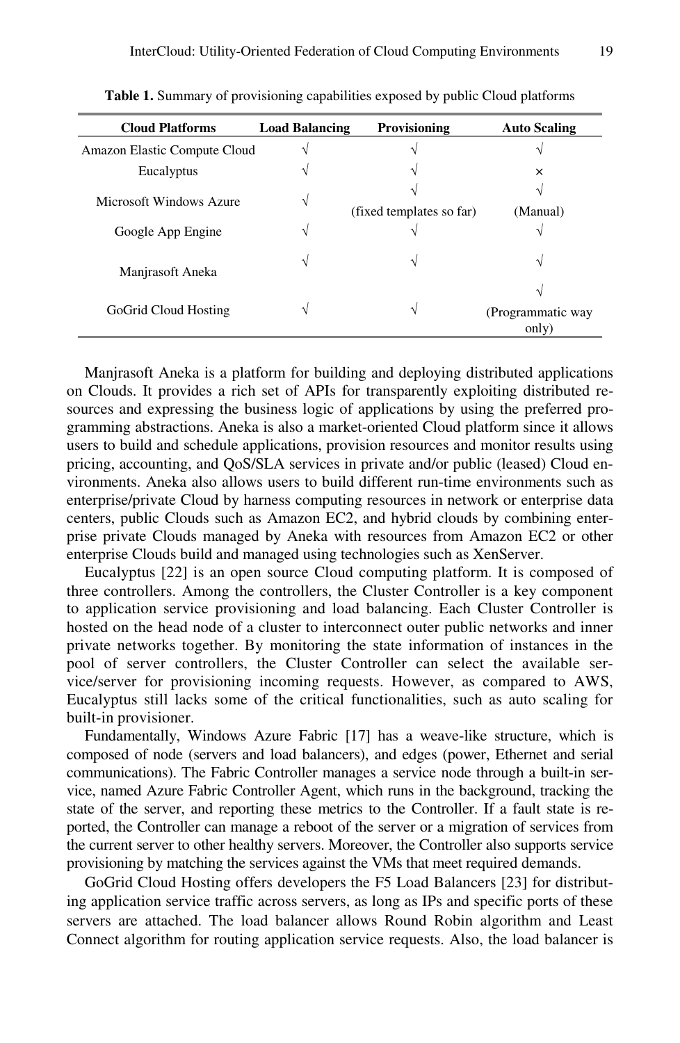**Table 1.** Summary of provisioning capabilities exposed by public Cloud platforms

| Cloud Platforms | Load Balancing | Provisioning | Auto Scaling |
|---|---|---|---|
| Amazon Elastic Compute Cloud | √ | √ | √ |
| Eucalyptus | √ | √ | × |
| Microsoft Windows Azure | √ | √ (fixed templates so far) | √ (Manual) |
| Google App Engine | √ | √ | √ |
| Manjrasoft Aneka | √ | √ | √ |
| GoGrid Cloud Hosting | √ | √ | √ (Programmatic way only) |

Manjrasoft Aneka is a platform for building and deploying distributed applications on Clouds. It provides a rich set of APIs for transparently exploiting distributed resources and expressing the business logic of applications by using the preferred programming abstractions. Aneka is also a market-oriented Cloud platform since it allows users to build and schedule applications, provision resources and monitor results using pricing, accounting, and QoS/SLA services in private and/or public (leased) Cloud environments. Aneka also allows users to build different run-time environments such as enterprise/private Cloud by harness computing resources in network or enterprise data centers, public Clouds such as Amazon EC2, and hybrid clouds by combining enterprise private Clouds managed by Aneka with resources from Amazon EC2 or other enterprise Clouds build and managed using technologies such as XenServer.

Eucalyptus [22] is an open source Cloud computing platform. It is composed of three controllers. Among the controllers, the Cluster Controller is a key component to application service provisioning and load balancing. Each Cluster Controller is hosted on the head node of a cluster to interconnect outer public networks and inner private networks together. By monitoring the state information of instances in the pool of server controllers, the Cluster Controller can select the available service/server for provisioning incoming requests. However, as compared to AWS, Eucalyptus still lacks some of the critical functionalities, such as auto scaling for built-in provisioner.

Fundamentally, Windows Azure Fabric [17] has a weave-like structure, which is composed of node (servers and load balancers), and edges (power, Ethernet and serial communications). The Fabric Controller manages a service node through a built-in service, named Azure Fabric Controller Agent, which runs in the background, tracking the state of the server, and reporting these metrics to the Controller. If a fault state is reported, the Controller can manage a reboot of the server or a migration of services from the current server to other healthy servers. Moreover, the Controller also supports service provisioning by matching the services against the VMs that meet required demands.

GoGrid Cloud Hosting offers developers the F5 Load Balancers [23] for distributing application service traffic across servers, as long as IPs and specific ports of these servers are attached. The load balancer allows Round Robin algorithm and Least Connect algorithm for routing application service requests. Also, the load balancer is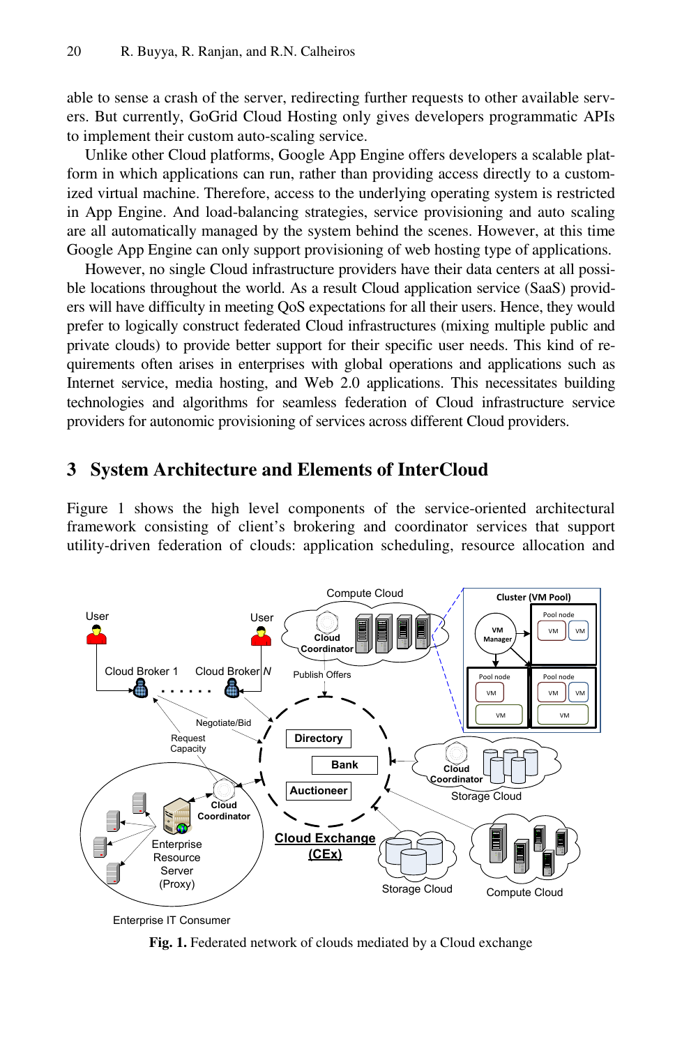able to sense a crash of the server, redirecting further requests to other available servers. But currently, GoGrid Cloud Hosting only gives developers programmatic APIs to implement their custom auto-scaling service.

Unlike other Cloud platforms, Google App Engine offers developers a scalable platform in which applications can run, rather than providing access directly to a customized virtual machine. Therefore, access to the underlying operating system is restricted in App Engine. And load-balancing strategies, service provisioning and auto scaling are all automatically managed by the system behind the scenes. However, at this time Google App Engine can only support provisioning of web hosting type of applications.

However, no single Cloud infrastructure providers have their data centers at all possible locations throughout the world. As a result Cloud application service (SaaS) providers will have difficulty in meeting QoS expectations for all their users. Hence, they would prefer to logically construct federated Cloud infrastructures (mixing multiple public and private clouds) to provide better support for their specific user needs. This kind of requirements often arises in enterprises with global operations and applications such as Internet service, media hosting, and Web 2.0 applications. This necessitates building technologies and algorithms for seamless federation of Cloud infrastructure service providers for autonomic provisioning of services across different Cloud providers.

## 3 System Architecture and Elements of InterCloud

Figure 1 shows the high level components of the service-oriented architectural framework consisting of client's brokering and coordinator services that support utility-driven federation of clouds: application scheduling, resource allocation and

**Fig. 1.** Federated network of clouds mediated by a Cloud exchange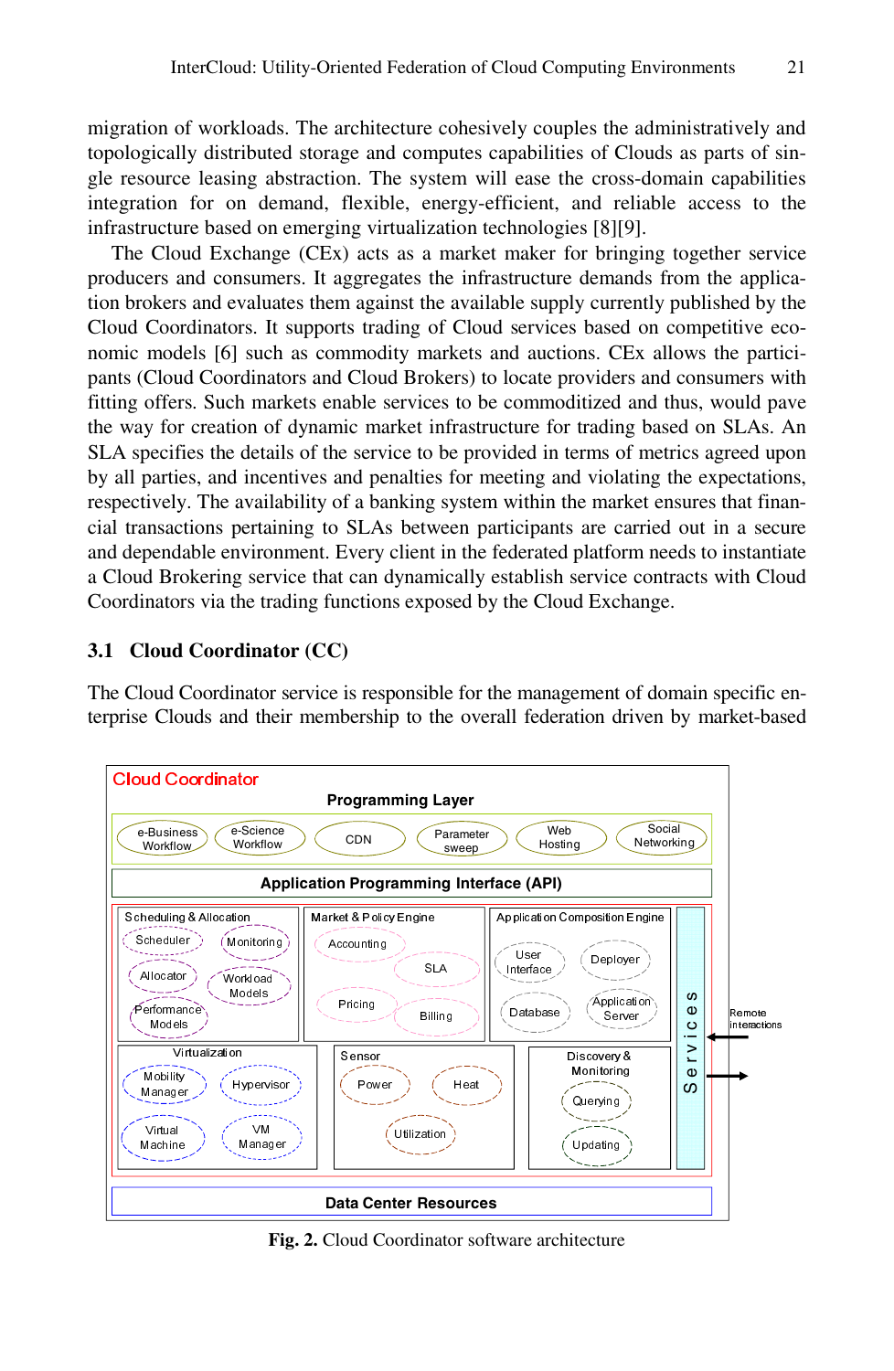migration of workloads. The architecture cohesively couples the administratively and topologically distributed storage and computes capabilities of Clouds as parts of single resource leasing abstraction. The system will ease the cross-domain capabilities integration for on demand, flexible, energy-efficient, and reliable access to the infrastructure based on emerging virtualization technologies [8][9].

The Cloud Exchange (CEx) acts as a market maker for bringing together service producers and consumers. It aggregates the infrastructure demands from the application brokers and evaluates them against the available supply currently published by the Cloud Coordinators. It supports trading of Cloud services based on competitive economic models [6] such as commodity markets and auctions. CEx allows the participants (Cloud Coordinators and Cloud Brokers) to locate providers and consumers with fitting offers. Such markets enable services to be commoditized and thus, would pave the way for creation of dynamic market infrastructure for trading based on SLAs. An SLA specifies the details of the service to be provided in terms of metrics agreed upon by all parties, and incentives and penalties for meeting and violating the expectations, respectively. The availability of a banking system within the market ensures that financial transactions pertaining to SLAs between participants are carried out in a secure and dependable environment. Every client in the federated platform needs to instantiate a Cloud Brokering service that can dynamically establish service contracts with Cloud Coordinators via the trading functions exposed by the Cloud Exchange.

### 3.1 Cloud Coordinator (CC)

The Cloud Coordinator service is responsible for the management of domain specific enterprise Clouds and their membership to the overall federation driven by market-based

**Fig. 2.** Cloud Coordinator software architecture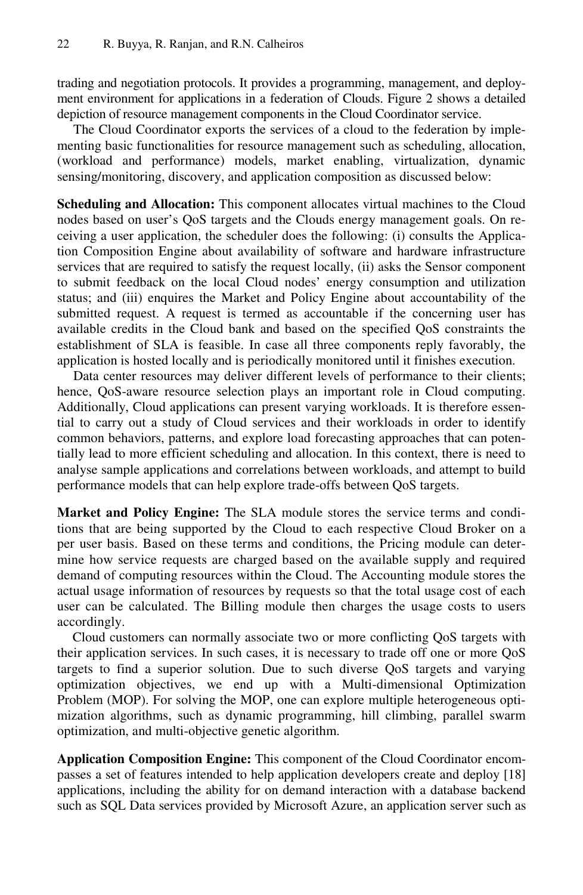trading and negotiation protocols. It provides a programming, management, and deployment environment for applications in a federation of Clouds. Figure 2 shows a detailed depiction of resource management components in the Cloud Coordinator service.

The Cloud Coordinator exports the services of a cloud to the federation by implementing basic functionalities for resource management such as scheduling, allocation, (workload and performance) models, market enabling, virtualization, dynamic sensing/monitoring, discovery, and application composition as discussed below:

**Scheduling and Allocation:** This component allocates virtual machines to the Cloud nodes based on user's QoS targets and the Clouds energy management goals. On receiving a user application, the scheduler does the following: (i) consults the Application Composition Engine about availability of software and hardware infrastructure services that are required to satisfy the request locally, (ii) asks the Sensor component to submit feedback on the local Cloud nodes' energy consumption and utilization status; and (iii) enquires the Market and Policy Engine about accountability of the submitted request. A request is termed as accountable if the concerning user has available credits in the Cloud bank and based on the specified QoS constraints the establishment of SLA is feasible. In case all three components reply favorably, the application is hosted locally and is periodically monitored until it finishes execution.

Data center resources may deliver different levels of performance to their clients; hence, QoS-aware resource selection plays an important role in Cloud computing. Additionally, Cloud applications can present varying workloads. It is therefore essential to carry out a study of Cloud services and their workloads in order to identify common behaviors, patterns, and explore load forecasting approaches that can potentially lead to more efficient scheduling and allocation. In this context, there is need to analyse sample applications and correlations between workloads, and attempt to build performance models that can help explore trade-offs between QoS targets.

**Market and Policy Engine:** The SLA module stores the service terms and conditions that are being supported by the Cloud to each respective Cloud Broker on a per user basis. Based on these terms and conditions, the Pricing module can determine how service requests are charged based on the available supply and required demand of computing resources within the Cloud. The Accounting module stores the actual usage information of resources by requests so that the total usage cost of each user can be calculated. The Billing module then charges the usage costs to users accordingly.

Cloud customers can normally associate two or more conflicting QoS targets with their application services. In such cases, it is necessary to trade off one or more QoS targets to find a superior solution. Due to such diverse QoS targets and varying optimization objectives, we end up with a Multi-dimensional Optimization Problem (MOP). For solving the MOP, one can explore multiple heterogeneous optimization algorithms, such as dynamic programming, hill climbing, parallel swarm optimization, and multi-objective genetic algorithm.

**Application Composition Engine:** This component of the Cloud Coordinator encompasses a set of features intended to help application developers create and deploy [18] applications, including the ability for on demand interaction with a database backend such as SQL Data services provided by Microsoft Azure, an application server such as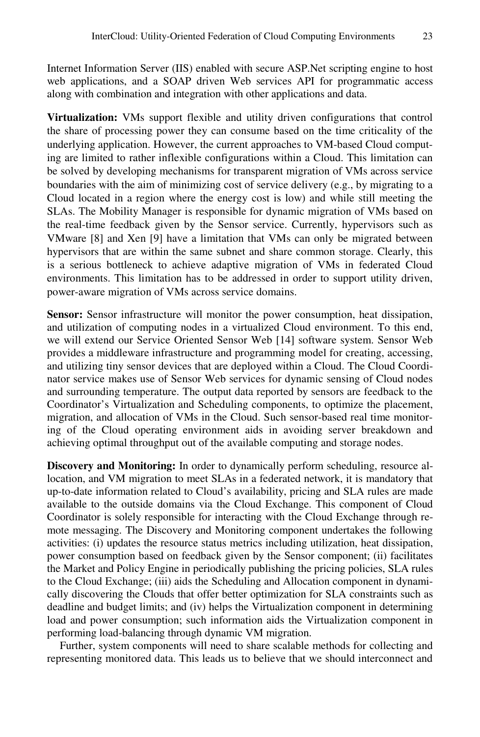Internet Information Server (IIS) enabled with secure ASP.Net scripting engine to host web applications, and a SOAP driven Web services API for programmatic access along with combination and integration with other applications and data.

**Virtualization:** VMs support flexible and utility driven configurations that control the share of processing power they can consume based on the time criticality of the underlying application. However, the current approaches to VM-based Cloud computing are limited to rather inflexible configurations within a Cloud. This limitation can be solved by developing mechanisms for transparent migration of VMs across service boundaries with the aim of minimizing cost of service delivery (e.g., by migrating to a Cloud located in a region where the energy cost is low) and while still meeting the SLAs. The Mobility Manager is responsible for dynamic migration of VMs based on the real-time feedback given by the Sensor service. Currently, hypervisors such as VMware [8] and Xen [9] have a limitation that VMs can only be migrated between hypervisors that are within the same subnet and share common storage. Clearly, this is a serious bottleneck to achieve adaptive migration of VMs in federated Cloud environments. This limitation has to be addressed in order to support utility driven, power-aware migration of VMs across service domains.

**Sensor:** Sensor infrastructure will monitor the power consumption, heat dissipation, and utilization of computing nodes in a virtualized Cloud environment. To this end, we will extend our Service Oriented Sensor Web [14] software system. Sensor Web provides a middleware infrastructure and programming model for creating, accessing, and utilizing tiny sensor devices that are deployed within a Cloud. The Cloud Coordinator service makes use of Sensor Web services for dynamic sensing of Cloud nodes and surrounding temperature. The output data reported by sensors are feedback to the Coordinator's Virtualization and Scheduling components, to optimize the placement, migration, and allocation of VMs in the Cloud. Such sensor-based real time monitoring of the Cloud operating environment aids in avoiding server breakdown and achieving optimal throughput out of the available computing and storage nodes.

**Discovery and Monitoring:** In order to dynamically perform scheduling, resource allocation, and VM migration to meet SLAs in a federated network, it is mandatory that up-to-date information related to Cloud's availability, pricing and SLA rules are made available to the outside domains via the Cloud Exchange. This component of Cloud Coordinator is solely responsible for interacting with the Cloud Exchange through remote messaging. The Discovery and Monitoring component undertakes the following activities: (i) updates the resource status metrics including utilization, heat dissipation, power consumption based on feedback given by the Sensor component; (ii) facilitates the Market and Policy Engine in periodically publishing the pricing policies, SLA rules to the Cloud Exchange; (iii) aids the Scheduling and Allocation component in dynamically discovering the Clouds that offer better optimization for SLA constraints such as deadline and budget limits; and (iv) helps the Virtualization component in determining load and power consumption; such information aids the Virtualization component in performing load-balancing through dynamic VM migration.

Further, system components will need to share scalable methods for collecting and representing monitored data. This leads us to believe that we should interconnect and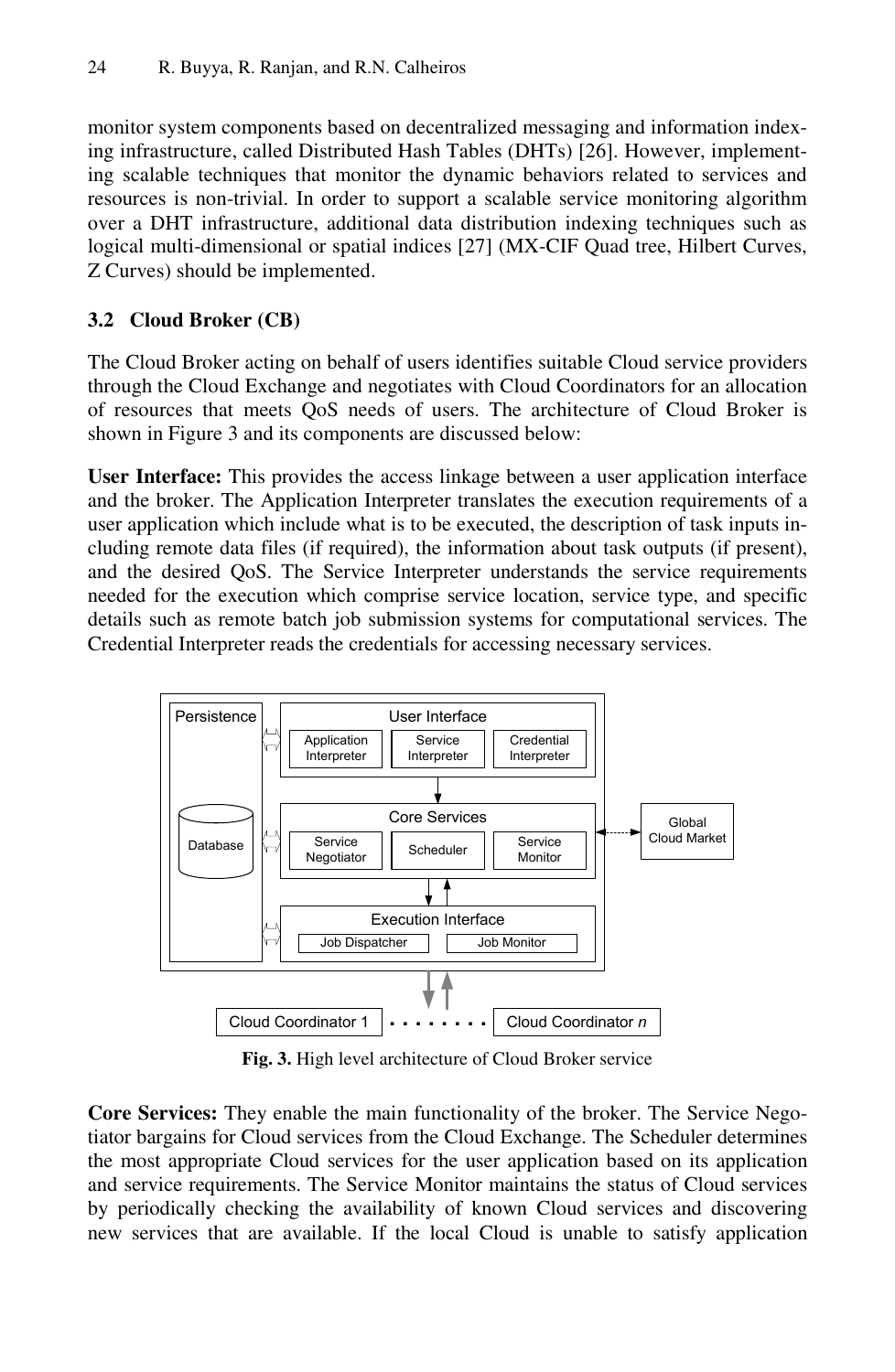monitor system components based on decentralized messaging and information indexing infrastructure, called Distributed Hash Tables (DHTs) [26]. However, implementing scalable techniques that monitor the dynamic behaviors related to services and resources is non-trivial. In order to support a scalable service monitoring algorithm over a DHT infrastructure, additional data distribution indexing techniques such as logical multi-dimensional or spatial indices [27] (MX-CIF Quad tree, Hilbert Curves, Z Curves) should be implemented.

### 3.2 Cloud Broker (CB)

The Cloud Broker acting on behalf of users identifies suitable Cloud service providers through the Cloud Exchange and negotiates with Cloud Coordinators for an allocation of resources that meets QoS needs of users. The architecture of Cloud Broker is shown in Figure 3 and its components are discussed below:

**User Interface:** This provides the access linkage between a user application interface and the broker. The Application Interpreter translates the execution requirements of a user application which include what is to be executed, the description of task inputs including remote data files (if required), the information about task outputs (if present), and the desired QoS. The Service Interpreter understands the service requirements needed for the execution which comprise service location, service type, and specific details such as remote batch job submission systems for computational services. The Credential Interpreter reads the credentials for accessing necessary services.

**Fig. 3.** High level architecture of Cloud Broker service

**Core Services:** They enable the main functionality of the broker. The Service Negotiator bargains for Cloud services from the Cloud Exchange. The Scheduler determines the most appropriate Cloud services for the user application based on its application and service requirements. The Service Monitor maintains the status of Cloud services by periodically checking the availability of known Cloud services and discovering new services that are available. If the local Cloud is unable to satisfy application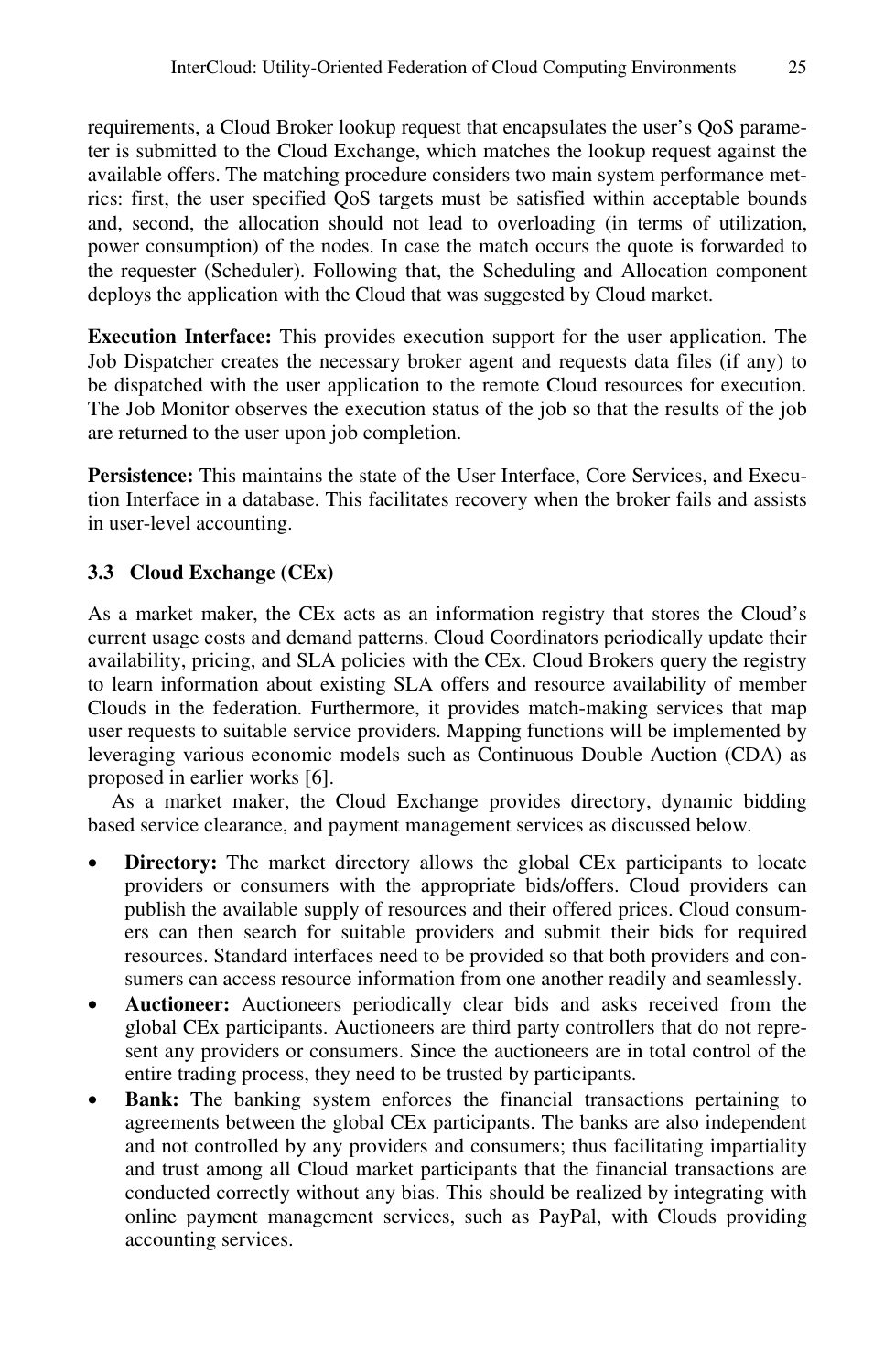requirements, a Cloud Broker lookup request that encapsulates the user's QoS parameter is submitted to the Cloud Exchange, which matches the lookup request against the available offers. The matching procedure considers two main system performance metrics: first, the user specified QoS targets must be satisfied within acceptable bounds and, second, the allocation should not lead to overloading (in terms of utilization, power consumption) of the nodes. In case the match occurs the quote is forwarded to the requester (Scheduler). Following that, the Scheduling and Allocation component deploys the application with the Cloud that was suggested by Cloud market.

**Execution Interface:** This provides execution support for the user application. The Job Dispatcher creates the necessary broker agent and requests data files (if any) to be dispatched with the user application to the remote Cloud resources for execution. The Job Monitor observes the execution status of the job so that the results of the job are returned to the user upon job completion.

**Persistence:** This maintains the state of the User Interface, Core Services, and Execution Interface in a database. This facilitates recovery when the broker fails and assists in user-level accounting.

### 3.3 Cloud Exchange (CEx)

As a market maker, the CEx acts as an information registry that stores the Cloud's current usage costs and demand patterns. Cloud Coordinators periodically update their availability, pricing, and SLA policies with the CEx. Cloud Brokers query the registry to learn information about existing SLA offers and resource availability of member Clouds in the federation. Furthermore, it provides match-making services that map user requests to suitable service providers. Mapping functions will be implemented by leveraging various economic models such as Continuous Double Auction (CDA) as proposed in earlier works [6].

As a market maker, the Cloud Exchange provides directory, dynamic bidding based service clearance, and payment management services as discussed below.

- **Directory:** The market directory allows the global CEx participants to locate providers or consumers with the appropriate bids/offers. Cloud providers can publish the available supply of resources and their offered prices. Cloud consumers can then search for suitable providers and submit their bids for required resources. Standard interfaces need to be provided so that both providers and consumers can access resource information from one another readily and seamlessly.
- **Auctioneer:** Auctioneers periodically clear bids and asks received from the global CEx participants. Auctioneers are third party controllers that do not represent any providers or consumers. Since the auctioneers are in total control of the entire trading process, they need to be trusted by participants.
- **Bank:** The banking system enforces the financial transactions pertaining to agreements between the global CEx participants. The banks are also independent and not controlled by any providers and consumers; thus facilitating impartiality and trust among all Cloud market participants that the financial transactions are conducted correctly without any bias. This should be realized by integrating with online payment management services, such as PayPal, with Clouds providing accounting services.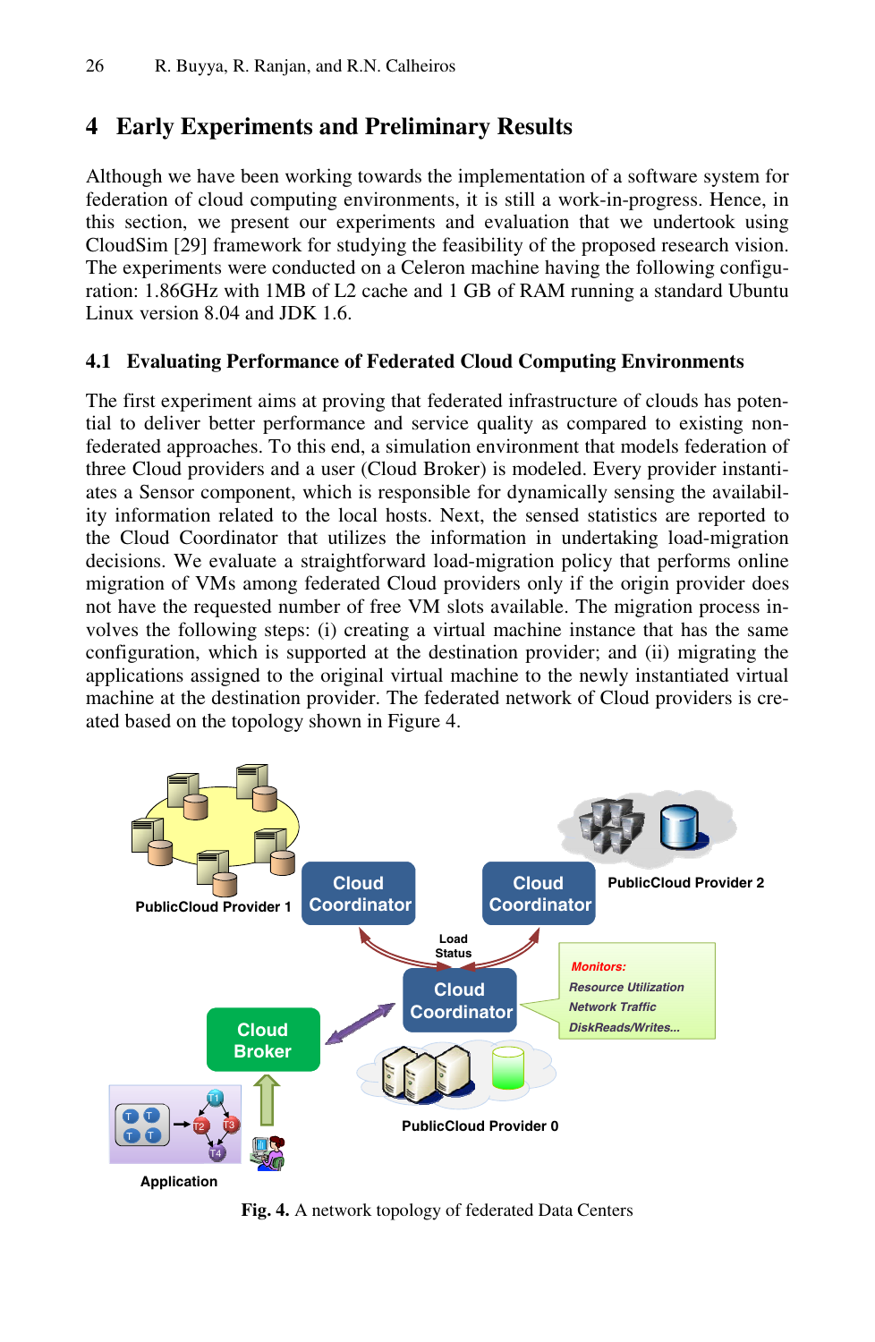## 4 Early Experiments and Preliminary Results

Although we have been working towards the implementation of a software system for federation of cloud computing environments, it is still a work-in-progress. Hence, in this section, we present our experiments and evaluation that we undertook using CloudSim [29] framework for studying the feasibility of the proposed research vision. The experiments were conducted on a Celeron machine having the following configuration: 1.86GHz with 1MB of L2 cache and 1 GB of RAM running a standard Ubuntu Linux version 8.04 and JDK 1.6.

### 4.1 Evaluating Performance of Federated Cloud Computing Environments

The first experiment aims at proving that federated infrastructure of clouds has potential to deliver better performance and service quality as compared to existing non-federated approaches. To this end, a simulation environment that models federation of three Cloud providers and a user (Cloud Broker) is modeled. Every provider instantiates a Sensor component, which is responsible for dynamically sensing the availability information related to the local hosts. Next, the sensed statistics are reported to the Cloud Coordinator that utilizes the information in undertaking load-migration decisions. We evaluate a straightforward load-migration policy that performs online migration of VMs among federated Cloud providers only if the origin provider does not have the requested number of free VM slots available. The migration process involves the following steps: (i) creating a virtual machine instance that has the same configuration, which is supported at the destination provider; and (ii) migrating the applications assigned to the original virtual machine to the newly instantiated virtual machine at the destination provider. The federated network of Cloud providers is created based on the topology shown in Figure 4.

**Fig. 4.** A network topology of federated Data Centers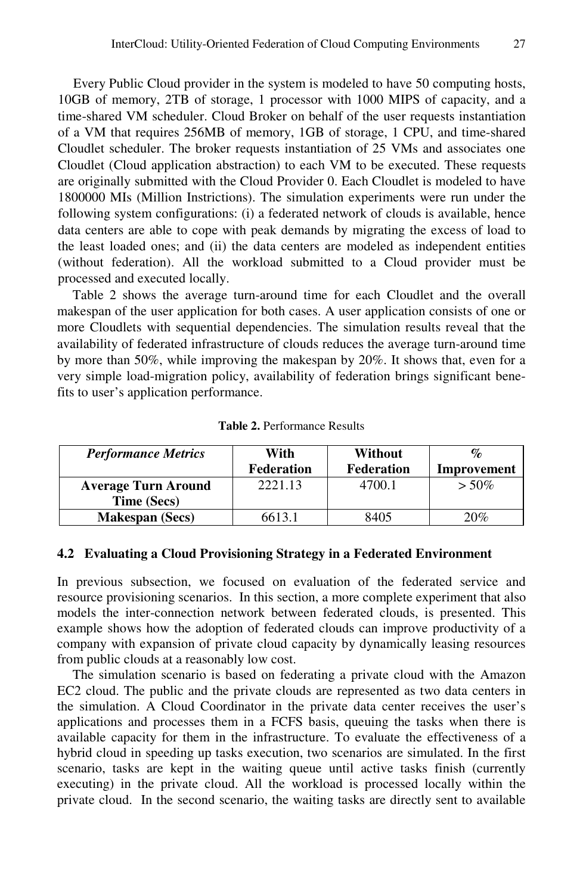Every Public Cloud provider in the system is modeled to have 50 computing hosts, 10GB of memory, 2TB of storage, 1 processor with 1000 MIPS of capacity, and a time-shared VM scheduler. Cloud Broker on behalf of the user requests instantiation of a VM that requires 256MB of memory, 1GB of storage, 1 CPU, and time-shared Cloudlet scheduler. The broker requests instantiation of 25 VMs and associates one Cloudlet (Cloud application abstraction) to each VM to be executed. These requests are originally submitted with the Cloud Provider 0. Each Cloudlet is modeled to have 1800000 MIs (Million Instrictions). The simulation experiments were run under the following system configurations: (i) a federated network of clouds is available, hence data centers are able to cope with peak demands by migrating the excess of load to the least loaded ones; and (ii) the data centers are modeled as independent entities (without federation). All the workload submitted to a Cloud provider must be processed and executed locally.

Table 2 shows the average turn-around time for each Cloudlet and the overall makespan of the user application for both cases. A user application consists of one or more Cloudlets with sequential dependencies. The simulation results reveal that the availability of federated infrastructure of clouds reduces the average turn-around time by more than 50%, while improving the makespan by 20%. It shows that, even for a very simple load-migration policy, availability of federation brings significant benefits to user's application performance.

**Table 2.** Performance Results

| *Performance Metrics* | **With Federation** | **Without Federation** | *%* **Improvement** |
|---|---|---|---|
| **Average Turn Around Time (Secs)** | 2221.13 | 4700.1 | > 50% |
| **Makespan (Secs)** | 6613.1 | 8405 | 20% |

### 4.2 Evaluating a Cloud Provisioning Strategy in a Federated Environment

In previous subsection, we focused on evaluation of the federated service and resource provisioning scenarios. In this section, a more complete experiment that also models the inter-connection network between federated clouds, is presented. This example shows how the adoption of federated clouds can improve productivity of a company with expansion of private cloud capacity by dynamically leasing resources from public clouds at a reasonably low cost.

The simulation scenario is based on federating a private cloud with the Amazon EC2 cloud. The public and the private clouds are represented as two data centers in the simulation. A Cloud Coordinator in the private data center receives the user's applications and processes them in a FCFS basis, queuing the tasks when there is available capacity for them in the infrastructure. To evaluate the effectiveness of a hybrid cloud in speeding up tasks execution, two scenarios are simulated. In the first scenario, tasks are kept in the waiting queue until active tasks finish (currently executing) in the private cloud. All the workload is processed locally within the private cloud. In the second scenario, the waiting tasks are directly sent to available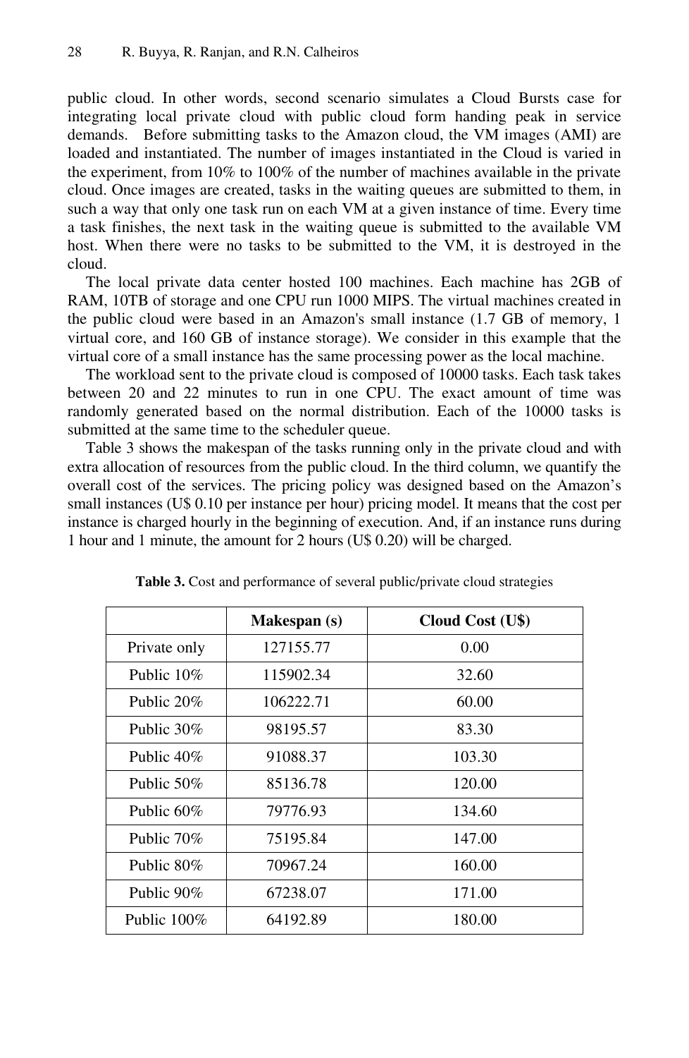public cloud. In other words, second scenario simulates a Cloud Bursts case for integrating local private cloud with public cloud form handing peak in service demands. Before submitting tasks to the Amazon cloud, the VM images (AMI) are loaded and instantiated. The number of images instantiated in the Cloud is varied in the experiment, from 10% to 100% of the number of machines available in the private cloud. Once images are created, tasks in the waiting queues are submitted to them, in such a way that only one task run on each VM at a given instance of time. Every time a task finishes, the next task in the waiting queue is submitted to the available VM host. When there were no tasks to be submitted to the VM, it is destroyed in the cloud.

The local private data center hosted 100 machines. Each machine has 2GB of RAM, 10TB of storage and one CPU run 1000 MIPS. The virtual machines created in the public cloud were based in an Amazon's small instance (1.7 GB of memory, 1 virtual core, and 160 GB of instance storage). We consider in this example that the virtual core of a small instance has the same processing power as the local machine.

The workload sent to the private cloud is composed of 10000 tasks. Each task takes between 20 and 22 minutes to run in one CPU. The exact amount of time was randomly generated based on the normal distribution. Each of the 10000 tasks is submitted at the same time to the scheduler queue.

Table 3 shows the makespan of the tasks running only in the private cloud and with extra allocation of resources from the public cloud. In the third column, we quantify the overall cost of the services. The pricing policy was designed based on the Amazon's small instances (U$ 0.10 per instance per hour) pricing model. It means that the cost per instance is charged hourly in the beginning of execution. And, if an instance runs during 1 hour and 1 minute, the amount for 2 hours (U$ 0.20) will be charged.

**Table 3.** Cost and performance of several public/private cloud strategies

| | **Makespan (s)** | **Cloud Cost (U$)** |
|---|---|---|
| Private only | 127155.77 | 0.00 |
| Public 10% | 115902.34 | 32.60 |
| Public 20% | 106222.71 | 60.00 |
| Public 30% | 98195.57 | 83.30 |
| Public 40% | 91088.37 | 103.30 |
| Public 50% | 85136.78 | 120.00 |
| Public 60% | 79776.93 | 134.60 |
| Public 70% | 75195.84 | 147.00 |
| Public 80% | 70967.24 | 160.00 |
| Public 90% | 67238.07 | 171.00 |
| Public 100% | 64192.89 | 180.00 |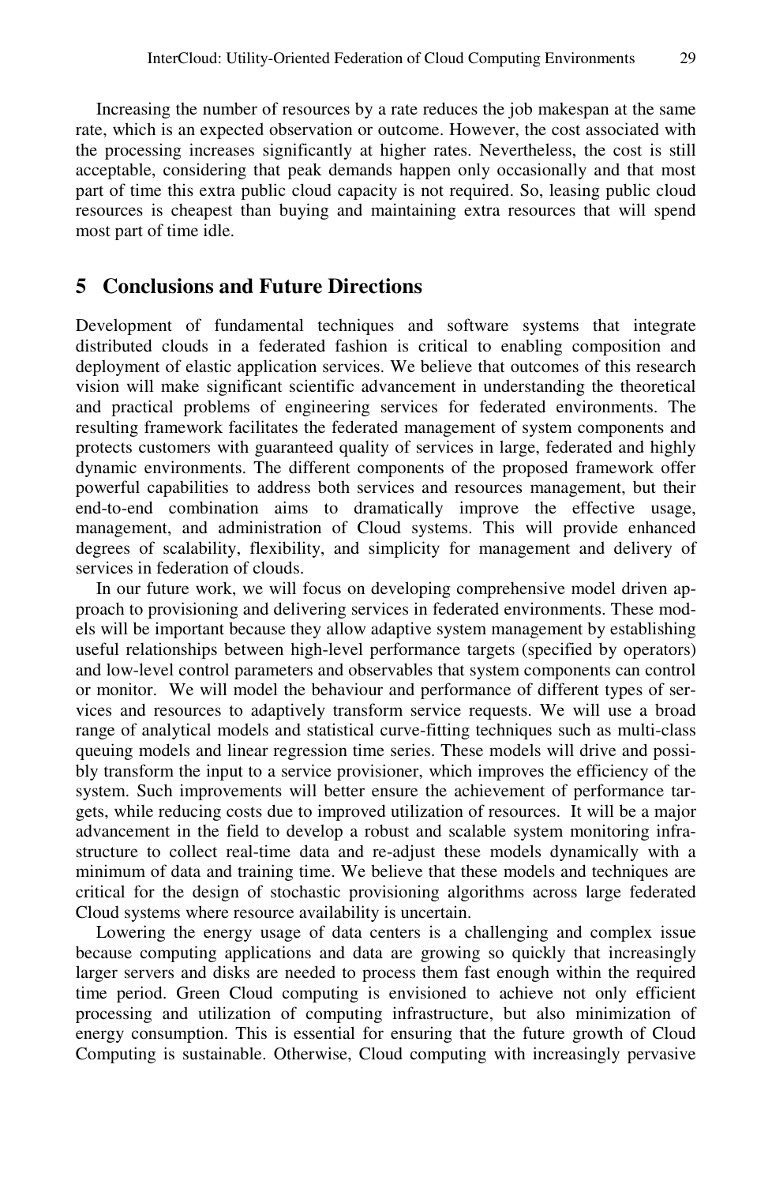Increasing the number of resources by a rate reduces the job makespan at the same rate, which is an expected observation or outcome. However, the cost associated with the processing increases significantly at higher rates. Nevertheless, the cost is still acceptable, considering that peak demands happen only occasionally and that most part of time this extra public cloud capacity is not required. So, leasing public cloud resources is cheapest than buying and maintaining extra resources that will spend most part of time idle.

## 5 Conclusions and Future Directions

Development of fundamental techniques and software systems that integrate distributed clouds in a federated fashion is critical to enabling composition and deployment of elastic application services. We believe that outcomes of this research vision will make significant scientific advancement in understanding the theoretical and practical problems of engineering services for federated environments. The resulting framework facilitates the federated management of system components and protects customers with guaranteed quality of services in large, federated and highly dynamic environments. The different components of the proposed framework offer powerful capabilities to address both services and resources management, but their end-to-end combination aims to dramatically improve the effective usage, management, and administration of Cloud systems. This will provide enhanced degrees of scalability, flexibility, and simplicity for management and delivery of services in federation of clouds.

In our future work, we will focus on developing comprehensive model driven approach to provisioning and delivering services in federated environments. These models will be important because they allow adaptive system management by establishing useful relationships between high-level performance targets (specified by operators) and low-level control parameters and observables that system components can control or monitor. We will model the behaviour and performance of different types of services and resources to adaptively transform service requests. We will use a broad range of analytical models and statistical curve-fitting techniques such as multi-class queuing models and linear regression time series. These models will drive and possibly transform the input to a service provisioner, which improves the efficiency of the system. Such improvements will better ensure the achievement of performance targets, while reducing costs due to improved utilization of resources. It will be a major advancement in the field to develop a robust and scalable system monitoring infrastructure to collect real-time data and re-adjust these models dynamically with a minimum of data and training time. We believe that these models and techniques are critical for the design of stochastic provisioning algorithms across large federated Cloud systems where resource availability is uncertain.

Lowering the energy usage of data centers is a challenging and complex issue because computing applications and data are growing so quickly that increasingly larger servers and disks are needed to process them fast enough within the required time period. Green Cloud computing is envisioned to achieve not only efficient processing and utilization of computing infrastructure, but also minimization of energy consumption. This is essential for ensuring that the future growth of Cloud Computing is sustainable. Otherwise, Cloud computing with increasingly pervasive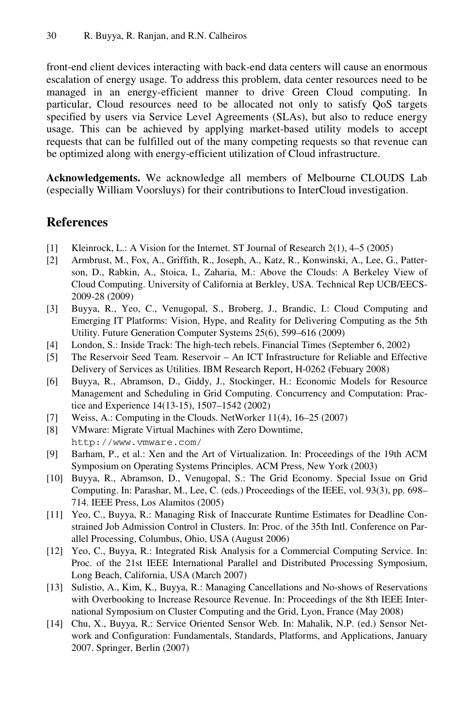front-end client devices interacting with back-end data centers will cause an enormous escalation of energy usage. To address this problem, data center resources need to be managed in an energy-efficient manner to drive Green Cloud computing. In particular, Cloud resources need to be allocated not only to satisfy QoS targets specified by users via Service Level Agreements (SLAs), but also to reduce energy usage. This can be achieved by applying market-based utility models to accept requests that can be fulfilled out of the many competing requests so that revenue can be optimized along with energy-efficient utilization of Cloud infrastructure.

**Acknowledgements.** We acknowledge all members of Melbourne CLOUDS Lab (especially William Voorsluys) for their contributions to InterCloud investigation.

## References

[1] Kleinrock, L.: A Vision for the Internet. ST Journal of Research 2(1), 4–5 (2005)

[2] Armbrust, M., Fox, A., Griffith, R., Joseph, A., Katz, R., Konwinski, A., Lee, G., Patterson, D., Rabkin, A., Stoica, I., Zaharia, M.: Above the Clouds: A Berkeley View of Cloud Computing. University of California at Berkley, USA. Technical Rep UCB/EECS-2009-28 (2009)

[3] Buyya, R., Yeo, C., Venugopal, S., Broberg, J., Brandic, I.: Cloud Computing and Emerging IT Platforms: Vision, Hype, and Reality for Delivering Computing as the 5th Utility. Future Generation Computer Systems 25(6), 599–616 (2009)

[4] London, S.: Inside Track: The high-tech rebels. Financial Times (September 6, 2002)

[5] The Reservoir Seed Team. Reservoir – An ICT Infrastructure for Reliable and Effective Delivery of Services as Utilities. IBM Research Report, H-0262 (Febuary 2008)

[6] Buyya, R., Abramson, D., Giddy, J., Stockinger, H.: Economic Models for Resource Management and Scheduling in Grid Computing. Concurrency and Computation: Practice and Experience 14(13-15), 1507–1542 (2002)

[7] Weiss, A.: Computing in the Clouds. NetWorker 11(4), 16–25 (2007)

[8] VMware: Migrate Virtual Machines with Zero Downtime, http://www.vmware.com/

[9] Barham, P., et al.: Xen and the Art of Virtualization. In: Proceedings of the 19th ACM Symposium on Operating Systems Principles. ACM Press, New York (2003)

[10] Buyya, R., Abramson, D., Venugopal, S.: The Grid Economy. Special Issue on Grid Computing. In: Parashar, M., Lee, C. (eds.) Proceedings of the IEEE, vol. 93(3), pp. 698–714. IEEE Press, Los Alamitos (2005)

[11] Yeo, C., Buyya, R.: Managing Risk of Inaccurate Runtime Estimates for Deadline Constrained Job Admission Control in Clusters. In: Proc. of the 35th Intl. Conference on Parallel Processing, Columbus, Ohio, USA (August 2006)

[12] Yeo, C., Buyya, R.: Integrated Risk Analysis for a Commercial Computing Service. In: Proc. of the 21st IEEE International Parallel and Distributed Processing Symposium, Long Beach, California, USA (March 2007)

[13] Sulistio, A., Kim, K., Buyya, R.: Managing Cancellations and No-shows of Reservations with Overbooking to Increase Resource Revenue. In: Proceedings of the 8th IEEE International Symposium on Cluster Computing and the Grid, Lyon, France (May 2008)

[14] Chu, X., Buyya, R.: Service Oriented Sensor Web. In: Mahalik, N.P. (ed.) Sensor Network and Configuration: Fundamentals, Standards, Platforms, and Applications, January 2007. Springer, Berlin (2007)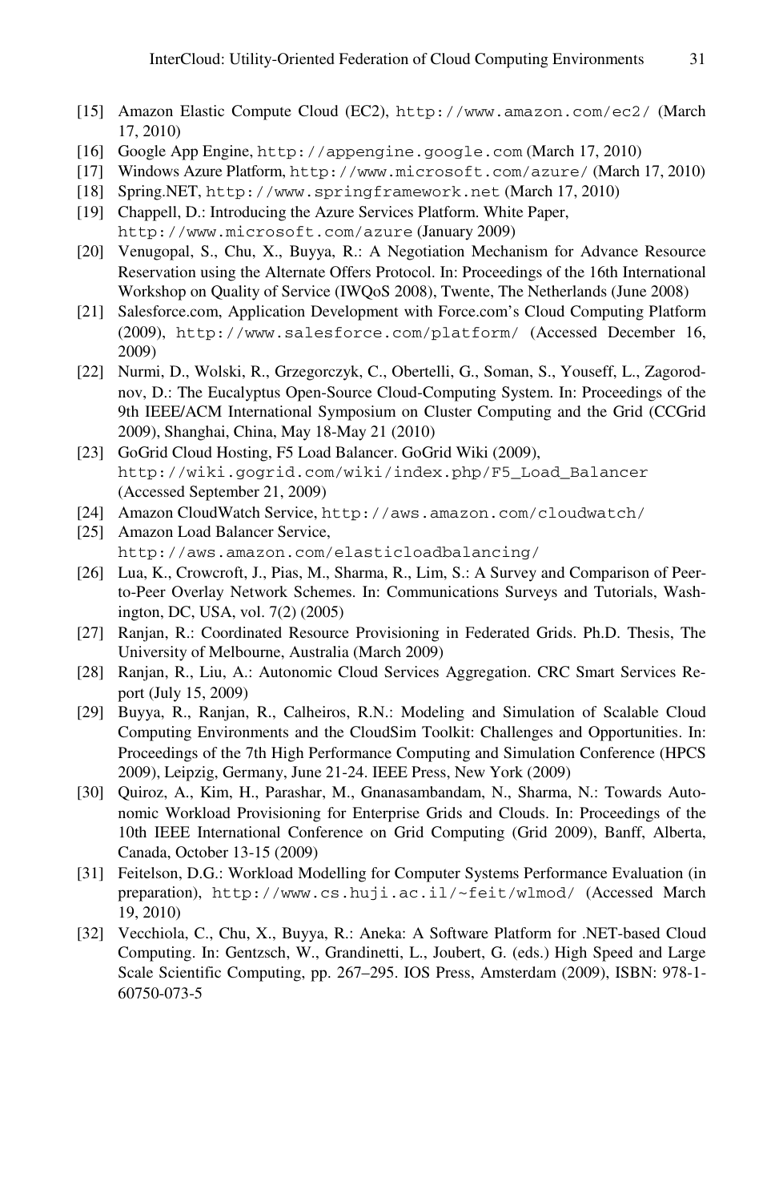[15] Amazon Elastic Compute Cloud (EC2), http://www.amazon.com/ec2/ (March 17, 2010)

[16] Google App Engine, http://appengine.google.com (March 17, 2010)

[17] Windows Azure Platform, http://www.microsoft.com/azure/ (March 17, 2010)

[18] Spring.NET, http://www.springframework.net (March 17, 2010)

[19] Chappell, D.: Introducing the Azure Services Platform. White Paper, http://www.microsoft.com/azure (January 2009)

[20] Venugopal, S., Chu, X., Buyya, R.: A Negotiation Mechanism for Advance Resource Reservation using the Alternate Offers Protocol. In: Proceedings of the 16th International Workshop on Quality of Service (IWQoS 2008), Twente, The Netherlands (June 2008)

[21] Salesforce.com, Application Development with Force.com's Cloud Computing Platform (2009), http://www.salesforce.com/platform/ (Accessed December 16, 2009)

[22] Nurmi, D., Wolski, R., Grzegorczyk, C., Obertelli, G., Soman, S., Youseff, L., Zagorodnov, D.: The Eucalyptus Open-Source Cloud-Computing System. In: Proceedings of the 9th IEEE/ACM International Symposium on Cluster Computing and the Grid (CCGrid 2009), Shanghai, China, May 18-May 21 (2010)

[23] GoGrid Cloud Hosting, F5 Load Balancer. GoGrid Wiki (2009), http://wiki.gogrid.com/wiki/index.php/F5_Load_Balancer (Accessed September 21, 2009)

[24] Amazon CloudWatch Service, http://aws.amazon.com/cloudwatch/

[25] Amazon Load Balancer Service, http://aws.amazon.com/elasticloadbalancing/

[26] Lua, K., Crowcroft, J., Pias, M., Sharma, R., Lim, S.: A Survey and Comparison of Peer-to-Peer Overlay Network Schemes. In: Communications Surveys and Tutorials, Washington, DC, USA, vol. 7(2) (2005)

[27] Ranjan, R.: Coordinated Resource Provisioning in Federated Grids. Ph.D. Thesis, The University of Melbourne, Australia (March 2009)

[28] Ranjan, R., Liu, A.: Autonomic Cloud Services Aggregation. CRC Smart Services Report (July 15, 2009)

[29] Buyya, R., Ranjan, R., Calheiros, R.N.: Modeling and Simulation of Scalable Cloud Computing Environments and the CloudSim Toolkit: Challenges and Opportunities. In: Proceedings of the 7th High Performance Computing and Simulation Conference (HPCS 2009), Leipzig, Germany, June 21-24. IEEE Press, New York (2009)

[30] Quiroz, A., Kim, H., Parashar, M., Gnanasambandam, N., Sharma, N.: Towards Autonomic Workload Provisioning for Enterprise Grids and Clouds. In: Proceedings of the 10th IEEE International Conference on Grid Computing (Grid 2009), Banff, Alberta, Canada, October 13-15 (2009)

[31] Feitelson, D.G.: Workload Modelling for Computer Systems Performance Evaluation (in preparation), http://www.cs.huji.ac.il/~feit/wlmod/ (Accessed March 19, 2010)

[32] Vecchiola, C., Chu, X., Buyya, R.: Aneka: A Software Platform for .NET-based Cloud Computing. In: Gentzsch, W., Grandinetti, L., Joubert, G. (eds.) High Speed and Large Scale Scientific Computing, pp. 267–295. IOS Press, Amsterdam (2009), ISBN: 978-1-60750-073-5